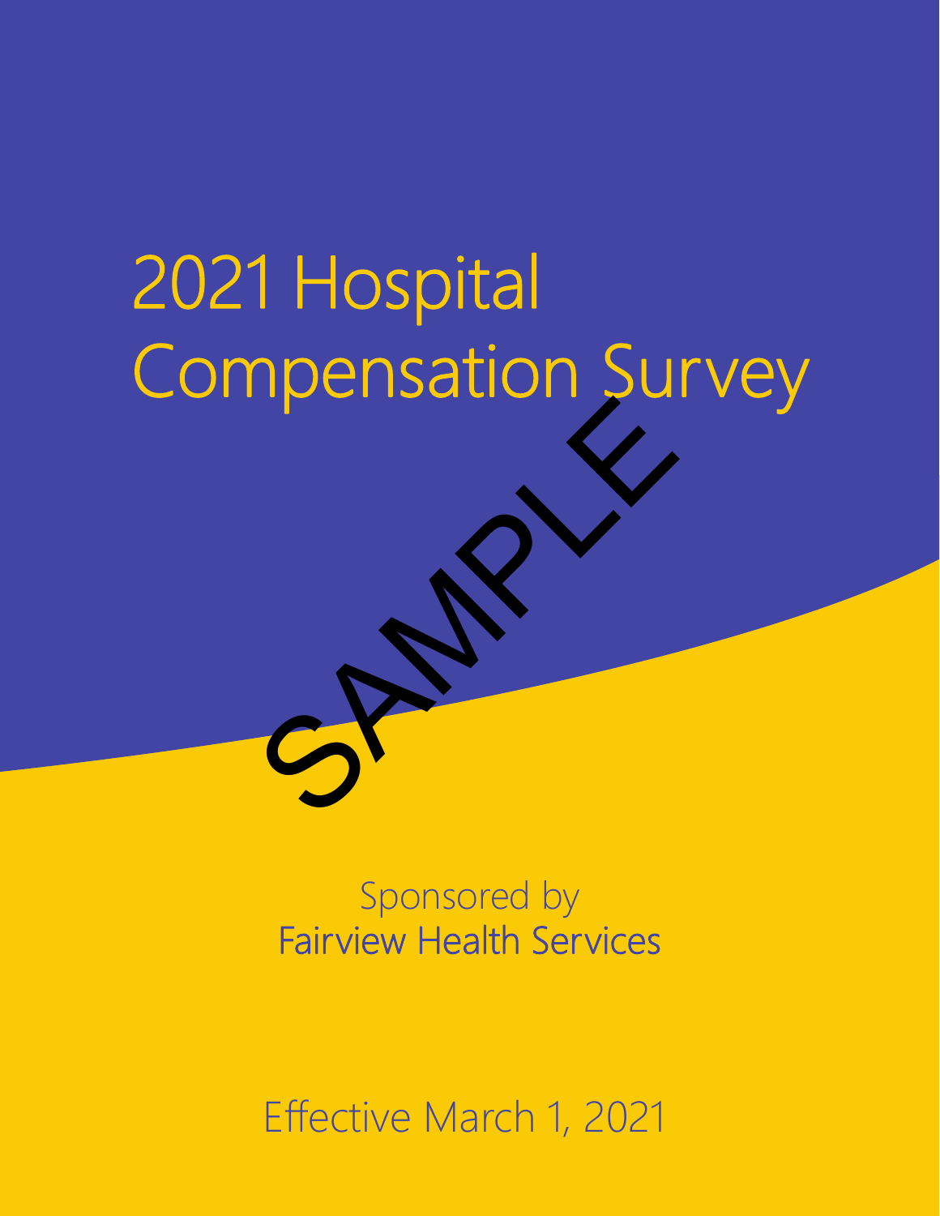# 2021 Hospital Compensation Survey

SAMPLE

Sponsored by
Fairview Health Services

Effective March 1, 2021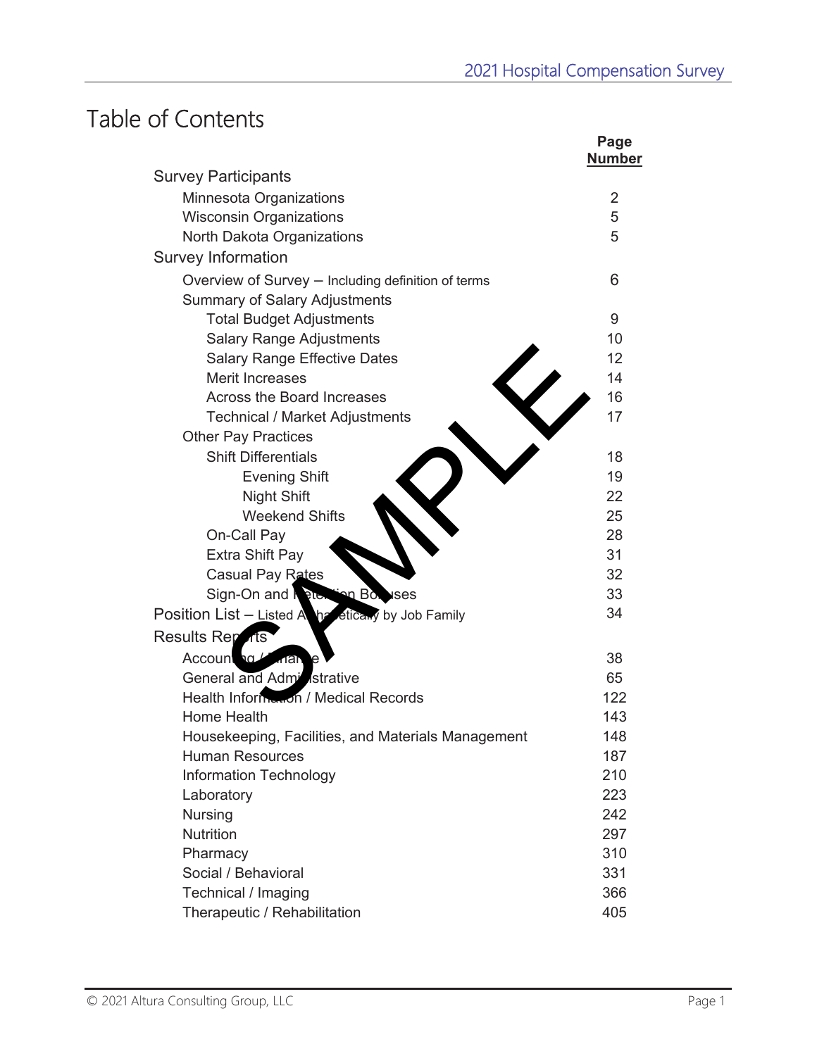# Table of Contents

| | Page Number |
|---|---|
| **Survey Participants** | |
| Minnesota Organizations | 2 |
| Wisconsin Organizations | 5 |
| North Dakota Organizations | 5 |
| **Survey Information** | |
| Overview of Survey – Including definition of terms | 6 |
| Summary of Salary Adjustments | |
| Total Budget Adjustments | 9 |
| Salary Range Adjustments | 10 |
| Salary Range Effective Dates | 12 |
| Merit Increases | 14 |
| Across the Board Increases | 16 |
| Technical / Market Adjustments | 17 |
| Other Pay Practices | |
| Shift Differentials | 18 |
| Evening Shift | 19 |
| Night Shift | 22 |
| Weekend Shifts | 25 |
| On-Call Pay | 28 |
| Extra Shift Pay | 31 |
| Casual Pay Rates | 32 |
| Sign-On and Retention Bonuses | 33 |
| **Position List** – Listed Alphabetically by Job Family | 34 |
| **Results Reports** | |
| Accounting / Finance | 38 |
| General and Administrative | 65 |
| Health Information / Medical Records | 122 |
| Home Health | 143 |
| Housekeeping, Facilities, and Materials Management | 148 |
| Human Resources | 187 |
| Information Technology | 210 |
| Laboratory | 223 |
| Nursing | 242 |
| Nutrition | 297 |
| Pharmacy | 310 |
| Social / Behavioral | 331 |
| Technical / Imaging | 366 |
| Therapeutic / Rehabilitation | 405 |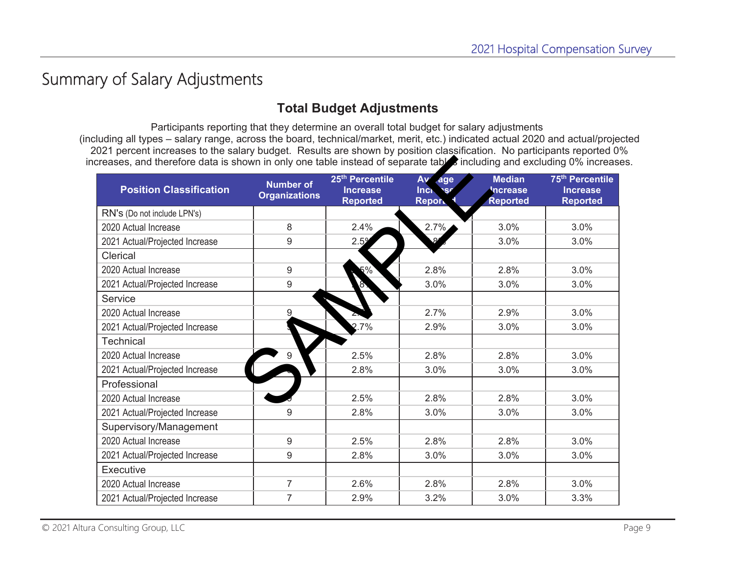# Summary of Salary Adjustments

## Total Budget Adjustments

Participants reporting that they determine an overall total budget for salary adjustments (including all types – salary range, across the board, technical/market, merit, etc.) indicated actual 2020 and actual/projected 2021 percent increases to the salary budget. Results are shown by position classification. No participants reported 0% increases, and therefore data is shown in only one table instead of separate tables including and excluding 0% increases.

| Position Classification | Number of Organizations | 25th Percentile Increase Reported | Average Increase Reported | Median Increase Reported | 75th Percentile Increase Reported |
|---|---|---|---|---|---|
| RN's (Do not include LPN's) | | | | | |
| 2020 Actual Increase | 8 | 2.4% | 2.7% | 3.0% | 3.0% |
| 2021 Actual/Projected Increase | 9 | 2.5% | 2.8% | 3.0% | 3.0% |
| Clerical | | | | | |
| 2020 Actual Increase | 9 | 2.5% | 2.8% | 2.8% | 3.0% |
| 2021 Actual/Projected Increase | 9 | 2.8% | 3.0% | 3.0% | 3.0% |
| Service | | | | | |
| 2020 Actual Increase | 9 | 2.5% | 2.7% | 2.9% | 3.0% |
| 2021 Actual/Projected Increase | 9 | 2.7% | 2.9% | 3.0% | 3.0% |
| Technical | | | | | |
| 2020 Actual Increase | 9 | 2.5% | 2.8% | 2.8% | 3.0% |
| 2021 Actual/Projected Increase | 9 | 2.8% | 3.0% | 3.0% | 3.0% |
| Professional | | | | | |
| 2020 Actual Increase | 9 | 2.5% | 2.8% | 2.8% | 3.0% |
| 2021 Actual/Projected Increase | 9 | 2.8% | 3.0% | 3.0% | 3.0% |
| Supervisory/Management | | | | | |
| 2020 Actual Increase | 9 | 2.5% | 2.8% | 2.8% | 3.0% |
| 2021 Actual/Projected Increase | 9 | 2.8% | 3.0% | 3.0% | 3.0% |
| Executive | | | | | |
| 2020 Actual Increase | 7 | 2.6% | 2.8% | 2.8% | 3.0% |
| 2021 Actual/Projected Increase | 7 | 2.9% | 3.2% | 3.0% | 3.3% |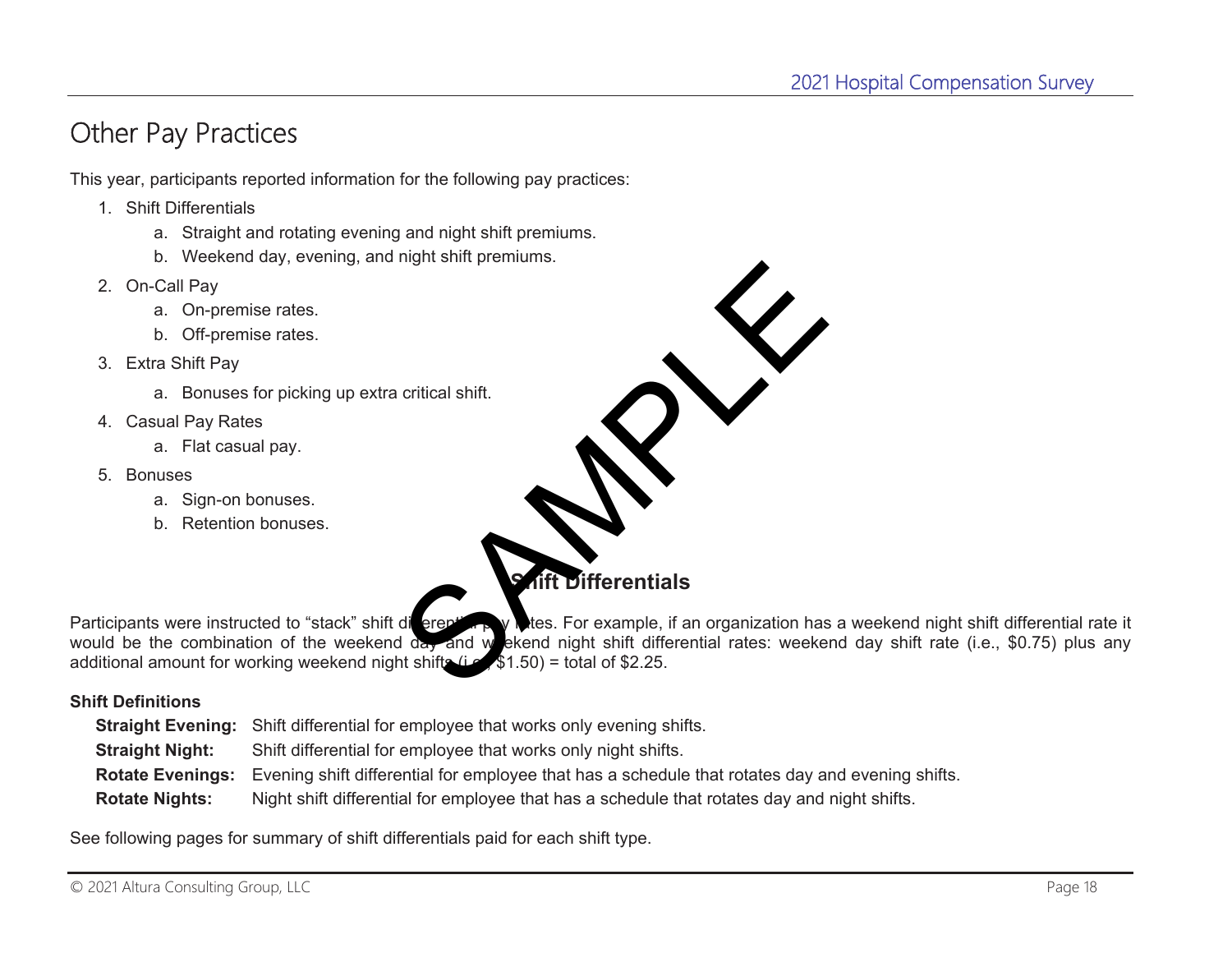# Other Pay Practices

This year, participants reported information for the following pay practices:

1. Shift Differentials
   a. Straight and rotating evening and night shift premiums.
   b. Weekend day, evening, and night shift premiums.
2. On-Call Pay
   a. On-premise rates.
   b. Off-premise rates.
3. Extra Shift Pay
   a. Bonuses for picking up extra critical shift.
4. Casual Pay Rates
   a. Flat casual pay.
5. Bonuses
   a. Sign-on bonuses.
   b. Retention bonuses.

## Shift Differentials

Participants were instructed to "stack" shift differential pay rates. For example, if an organization has a weekend night shift differential rate it would be the combination of the weekend day and weekend night shift differential rates: weekend day shift rate (i.e., $0.75) plus any additional amount for working weekend night shifts (i.e., $1.50) = total of $2.25.

**Shift Definitions**

**Straight Evening:** Shift differential for employee that works only evening shifts.
**Straight Night:** Shift differential for employee that works only night shifts.
**Rotate Evenings:** Evening shift differential for employee that has a schedule that rotates day and evening shifts.
**Rotate Nights:** Night shift differential for employee that has a schedule that rotates day and night shifts.

See following pages for summary of shift differentials paid for each shift type.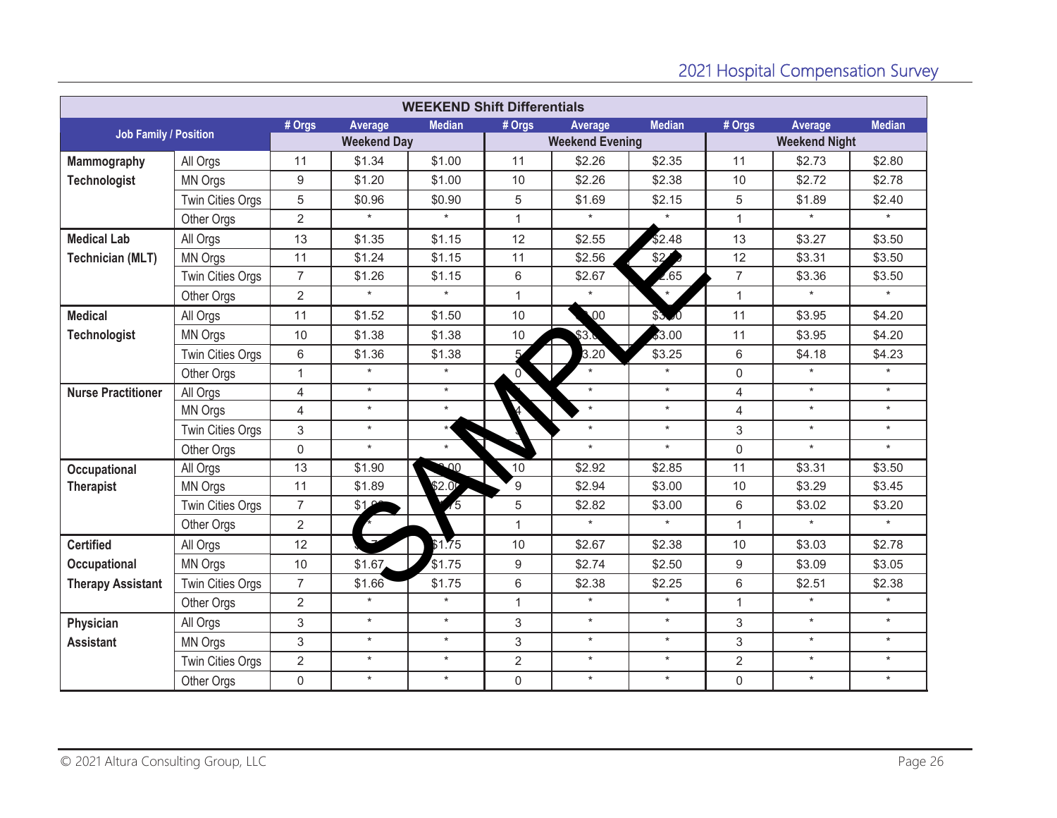| Job Family / Position | | Weekend Day # Orgs | Weekend Day Average | Weekend Day Median | Weekend Evening # Orgs | Weekend Evening Average | Weekend Evening Median | Weekend Night # Orgs | Weekend Night Average | Weekend Night Median |
|---|---|---|---|---|---|---|---|---|---|---|
| **Mammography Technologist** | All Orgs | 11 | $1.34 | $1.00 | 11 | $2.26 | $2.35 | 11 | $2.73 | $2.80 |
| | MN Orgs | 9 | $1.20 | $1.00 | 10 | $2.26 | $2.38 | 10 | $2.72 | $2.78 |
| | Twin Cities Orgs | 5 | $0.96 | $0.90 | 5 | $1.69 | $2.15 | 5 | $1.89 | $2.40 |
| | Other Orgs | 2 | * | * | 1 | * | * | 1 | * | * |
| **Medical Lab Technician (MLT)** | All Orgs | 13 | $1.35 | $1.15 | 12 | $2.55 | $2.48 | 13 | $3.27 | $3.50 |
| | MN Orgs | 11 | $1.24 | $1.15 | 11 | $2.56 | $2.49 | 12 | $3.31 | $3.50 |
| | Twin Cities Orgs | 7 | $1.26 | $1.15 | 6 | $2.67 | $2.65 | 7 | $3.36 | $3.50 |
| | Other Orgs | 2 | * | * | 1 | * | * | 1 | * | * |
| **Medical Technologist** | All Orgs | 11 | $1.52 | $1.50 | 10 | $3.00 | $3.00 | 11 | $3.95 | $4.20 |
| | MN Orgs | 10 | $1.38 | $1.38 | 10 | $3.00 | $3.00 | 11 | $3.95 | $4.20 |
| | Twin Cities Orgs | 6 | $1.36 | $1.38 | 5 | $3.20 | $3.25 | 6 | $4.18 | $4.23 |
| | Other Orgs | 1 | * | * | 0 | * | * | 0 | * | * |
| **Nurse Practitioner** | All Orgs | 4 | * | * | 4 | * | * | 4 | * | * |
| | MN Orgs | 4 | * | * | 4 | * | * | 4 | * | * |
| | Twin Cities Orgs | 3 | * | * | 3 | * | * | 3 | * | * |
| | Other Orgs | 0 | * | * | 0 | * | * | 0 | * | * |
| **Occupational Therapist** | All Orgs | 13 | $1.90 | $2.00 | 10 | $2.92 | $2.85 | 11 | $3.31 | $3.50 |
| | MN Orgs | 11 | $1.89 | $2.00 | 9 | $2.94 | $3.00 | 10 | $3.29 | $3.45 |
| | Twin Cities Orgs | 7 | $1.80 | $1.75 | 5 | $2.82 | $3.00 | 6 | $3.02 | $3.20 |
| | Other Orgs | 2 | * | * | 1 | * | * | 1 | * | * |
| **Certified Occupational Therapy Assistant** | All Orgs | 12 | $1.70 | $1.75 | 10 | $2.67 | $2.38 | 10 | $3.03 | $2.78 |
| | MN Orgs | 10 | $1.67 | $1.75 | 9 | $2.74 | $2.50 | 9 | $3.09 | $3.05 |
| | Twin Cities Orgs | 7 | $1.66 | $1.75 | 6 | $2.38 | $2.25 | 6 | $2.51 | $2.38 |
| | Other Orgs | 2 | * | * | 1 | * | * | 1 | * | * |
| **Physician Assistant** | All Orgs | 3 | * | * | 3 | * | * | 3 | * | * |
| | MN Orgs | 3 | * | * | 3 | * | * | 3 | * | * |
| | Twin Cities Orgs | 2 | * | * | 2 | * | * | 2 | * | * |
| | Other Orgs | 0 | * | * | 0 | * | * | 0 | * | * |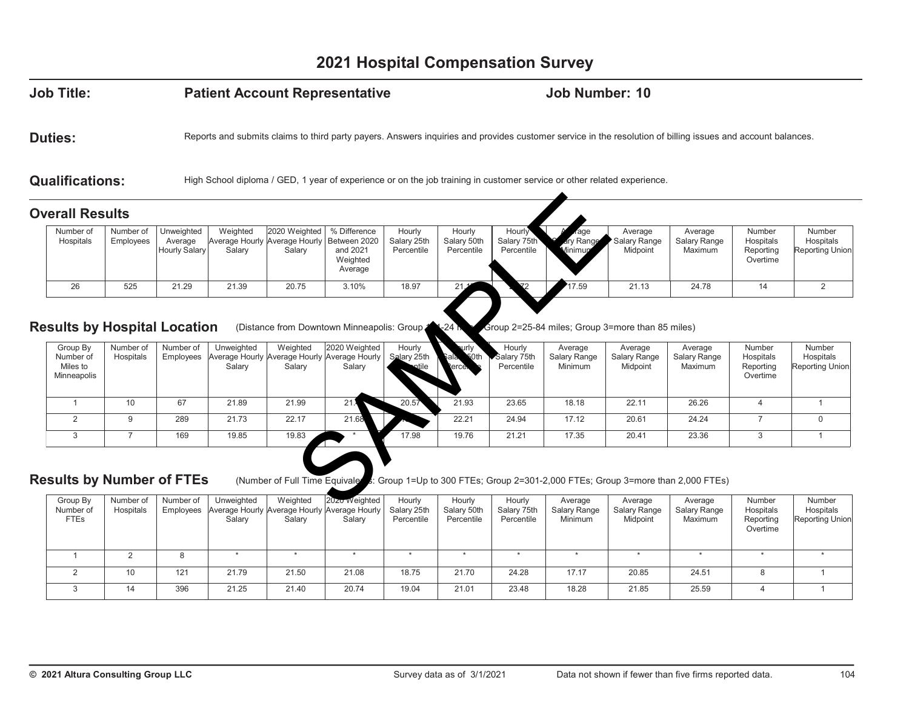# 2021 Hospital Compensation Survey

## Job Title: Patient Account Representative — Job Number: 10

**Duties:** Reports and submits claims to third party payers. Answers inquiries and provides customer service in the resolution of billing issues and account balances.

**Qualifications:** High School diploma / GED, 1 year of experience or on the job training in customer service or other related experience.

## Overall Results

| Number of Hospitals | Number of Employees | Unweighted Average Hourly Salary | Weighted Average Hourly Salary | 2020 Weighted Average Hourly Salary | % Difference Between 2020 and 2021 Weighted Average | Hourly Salary 25th Percentile | Hourly Salary 50th Percentile | Hourly Salary 75th Percentile | Average Salary Range Minimum | Average Salary Range Midpoint | Average Salary Range Maximum | Number Hospitals Reporting Overtime | Number Hospitals Reporting Union |
|---|---|---|---|---|---|---|---|---|---|---|---|---|---|
| 26 | 525 | 21.29 | 21.39 | 20.75 | 3.10% | 18.97 | 21.1 | 23.72 | 17.59 | 21.13 | 24.78 | 14 | 2 |

## Results by Hospital Location

(Distance from Downtown Minneapolis: Group 1=0-24 miles; Group 2=25-84 miles; Group 3=more than 85 miles)

| Group By Number of Miles to Minneapolis | Number of Hospitals | Number of Employees | Unweighted Average Hourly Salary | Weighted Average Hourly Salary | 2020 Weighted Average Hourly Salary | Hourly Salary 25th Percentile | Hourly Salary 50th Percentile | Hourly Salary 75th Percentile | Average Salary Range Minimum | Average Salary Range Midpoint | Average Salary Range Maximum | Number Hospitals Reporting Overtime | Number Hospitals Reporting Union |
|---|---|---|---|---|---|---|---|---|---|---|---|---|---|
| 1 | 10 | 67 | 21.89 | 21.99 | 21. | 20.57 | 21.93 | 23.65 | 18.18 | 22.11 | 26.26 | 4 | 1 |
| 2 | 9 | 289 | 21.73 | 22.17 | 21.68 | | 22.21 | 24.94 | 17.12 | 20.61 | 24.24 | 7 | 0 |
| 3 | 7 | 169 | 19.85 | 19.83 | * | 17.98 | 19.76 | 21.21 | 17.35 | 20.41 | 23.36 | 3 | 1 |

## Results by Number of FTEs

(Number of Full Time Equivalents: Group 1=Up to 300 FTEs; Group 2=301-2,000 FTEs; Group 3=more than 2,000 FTEs)

| Group By Number of FTEs | Number of Hospitals | Number of Employees | Unweighted Average Hourly Salary | Weighted Average Hourly Salary | 2020 Weighted Average Hourly Salary | Hourly Salary 25th Percentile | Hourly Salary 50th Percentile | Hourly Salary 75th Percentile | Average Salary Range Minimum | Average Salary Range Midpoint | Average Salary Range Maximum | Number Hospitals Reporting Overtime | Number Hospitals Reporting Union |
|---|---|---|---|---|---|---|---|---|---|---|---|---|---|
| 1 | 2 | 8 | * | * | * | * | * | * | * | * | * | * | * |
| 2 | 10 | 121 | 21.79 | 21.50 | 21.08 | 18.75 | 21.70 | 24.28 | 17.17 | 20.85 | 24.51 | 8 | 1 |
| 3 | 14 | 396 | 21.25 | 21.40 | 20.74 | 19.04 | 21.01 | 23.48 | 18.28 | 21.85 | 25.59 | 4 | 1 |

Survey data as of 3/1/2021. Data not shown if fewer than five firms reported data.